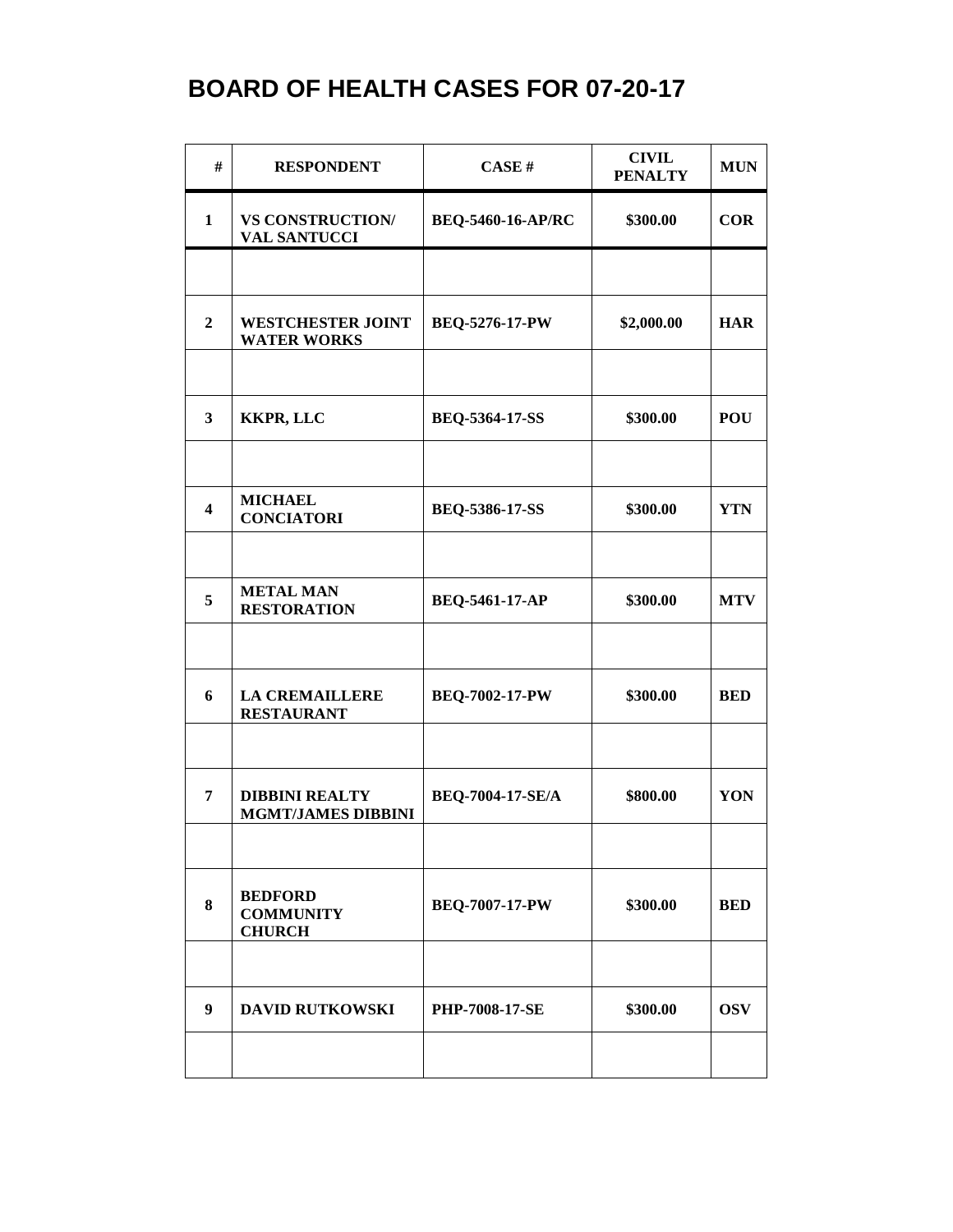# BOARD OF HEALTH CASES FOR 07-20-17

| # | RESPONDENT | CASE # | CIVIL PENALTY | MUN |
|---|---|---|---|---|
| 1 | VS CONSTRUCTION/ VAL SANTUCCI | BEQ-5460-16-AP/RC | \$300.00 | COR |
| | | | | |
| 2 | WESTCHESTER JOINT WATER WORKS | BEQ-5276-17-PW | \$2,000.00 | HAR |
| | | | | |
| 3 | KKPR, LLC | BEQ-5364-17-SS | \$300.00 | POU |
| | | | | |
| 4 | MICHAEL CONCIATORI | BEQ-5386-17-SS | \$300.00 | YTN |
| | | | | |
| 5 | METAL MAN RESTORATION | BEQ-5461-17-AP | \$300.00 | MTV |
| | | | | |
| 6 | LA CREMAILLERE RESTAURANT | BEQ-7002-17-PW | \$300.00 | BED |
| | | | | |
| 7 | DIBBINI REALTY MGMT/JAMES DIBBINI | BEQ-7004-17-SE/A | \$800.00 | YON |
| | | | | |
| 8 | BEDFORD COMMUNITY CHURCH | BEQ-7007-17-PW | \$300.00 | BED |
| | | | | |
| 9 | DAVID RUTKOWSKI | PHP-7008-17-SE | \$300.00 | OSV |
| | | | | |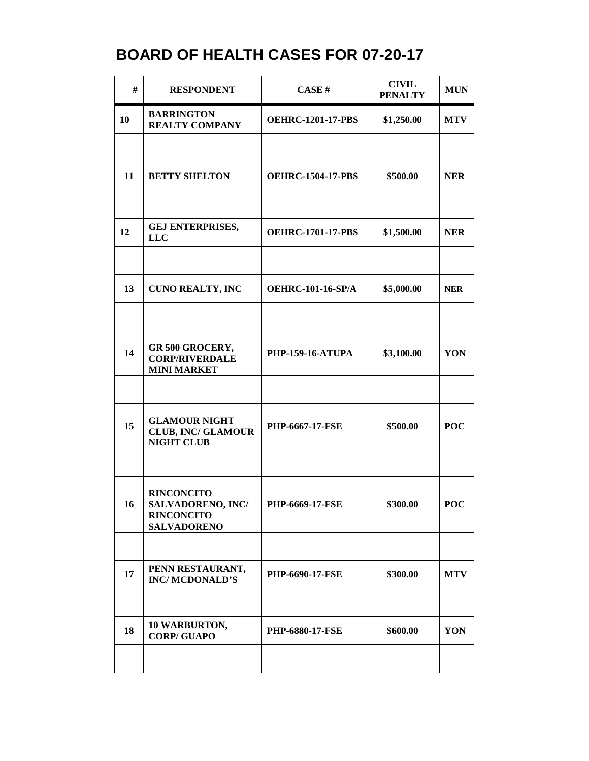# BOARD OF HEALTH CASES FOR 07-20-17

| # | RESPONDENT | CASE # | CIVIL PENALTY | MUN |
|---|---|---|---|---|
| 10 | BARRINGTON REALTY COMPANY | OEHRC-1201-17-PBS | $1,250.00 | MTV |
| | | | | |
| 11 | BETTY SHELTON | OEHRC-1504-17-PBS | $500.00 | NER |
| | | | | |
| 12 | GEJ ENTERPRISES, LLC | OEHRC-1701-17-PBS | $1,500.00 | NER |
| | | | | |
| 13 | CUNO REALTY, INC | OEHRC-101-16-SP/A | $5,000.00 | NER |
| | | | | |
| 14 | GR 500 GROCERY, CORP/RIVERDALE MINI MARKET | PHP-159-16-ATUPA | $3,100.00 | YON |
| | | | | |
| 15 | GLAMOUR NIGHT CLUB, INC/ GLAMOUR NIGHT CLUB | PHP-6667-17-FSE | $500.00 | POC |
| | | | | |
| 16 | RINCONCITO SALVADORENO, INC/ RINCONCITO SALVADORENO | PHP-6669-17-FSE | $300.00 | POC |
| | | | | |
| 17 | PENN RESTAURANT, INC/ MCDONALD'S | PHP-6690-17-FSE | $300.00 | MTV |
| | | | | |
| 18 | 10 WARBURTON, CORP/ GUAPO | PHP-6880-17-FSE | $600.00 | YON |
| | | | | |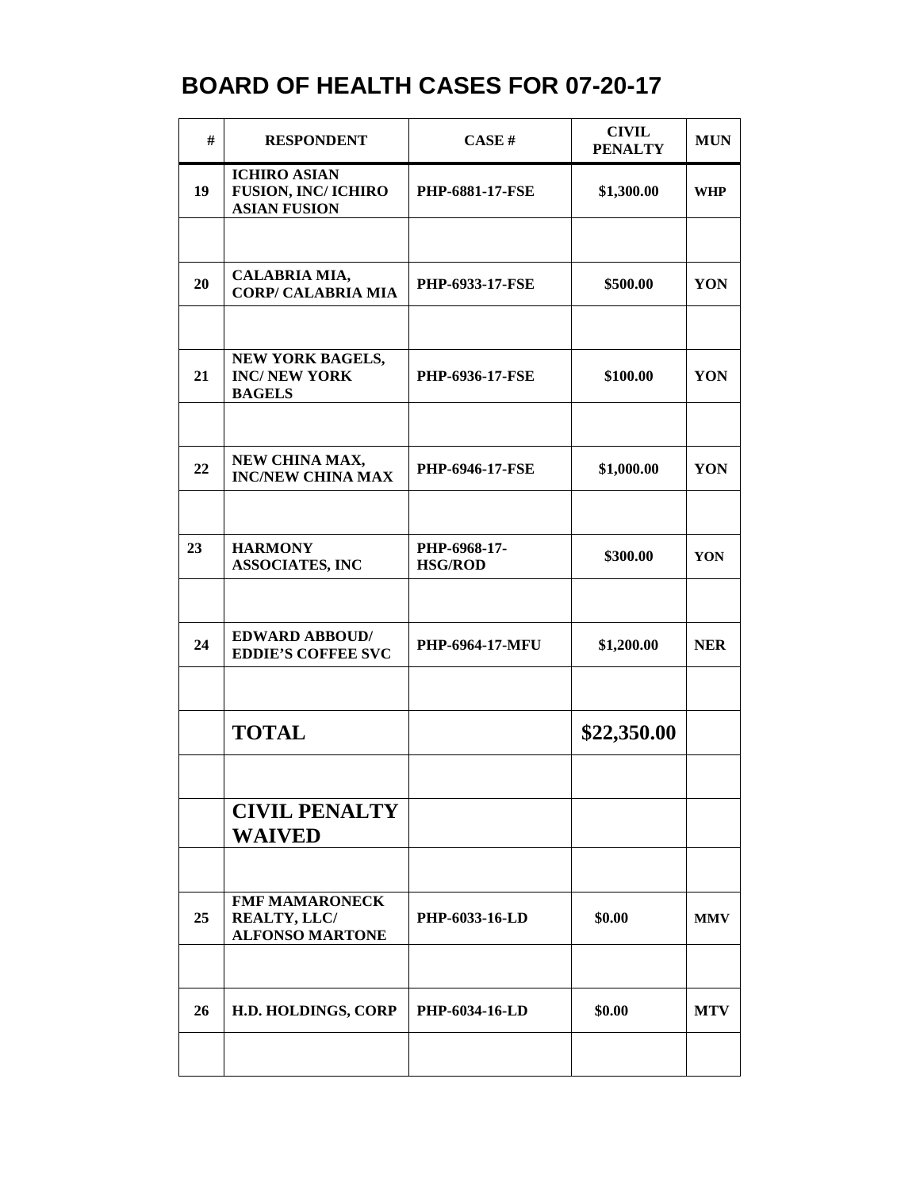# BOARD OF HEALTH CASES FOR 07-20-17

| # | RESPONDENT | CASE # | CIVIL PENALTY | MUN |
|---|---|---|---|---|
| 19 | ICHIRO ASIAN FUSION, INC/ ICHIRO ASIAN FUSION | PHP-6881-17-FSE | $1,300.00 | WHP |
| | | | | |
| 20 | CALABRIA MIA, CORP/ CALABRIA MIA | PHP-6933-17-FSE | $500.00 | YON |
| | | | | |
| 21 | NEW YORK BAGELS, INC/ NEW YORK BAGELS | PHP-6936-17-FSE | $100.00 | YON |
| | | | | |
| 22 | NEW CHINA MAX, INC/NEW CHINA MAX | PHP-6946-17-FSE | $1,000.00 | YON |
| | | | | |
| 23 | HARMONY ASSOCIATES, INC | PHP-6968-17-HSG/ROD | $300.00 | YON |
| | | | | |
| 24 | EDWARD ABBOUD/ EDDIE'S COFFEE SVC | PHP-6964-17-MFU | $1,200.00 | NER |
| | | | | |
| | **TOTAL** | | **$22,350.00** | |
| | | | | |
| | **CIVIL PENALTY WAIVED** | | | |
| | | | | |
| 25 | FMF MAMARONECK REALTY, LLC/ ALFONSO MARTONE | PHP-6033-16-LD | $0.00 | MMV |
| | | | | |
| 26 | H.D. HOLDINGS, CORP | PHP-6034-16-LD | $0.00 | MTV |
| | | | | |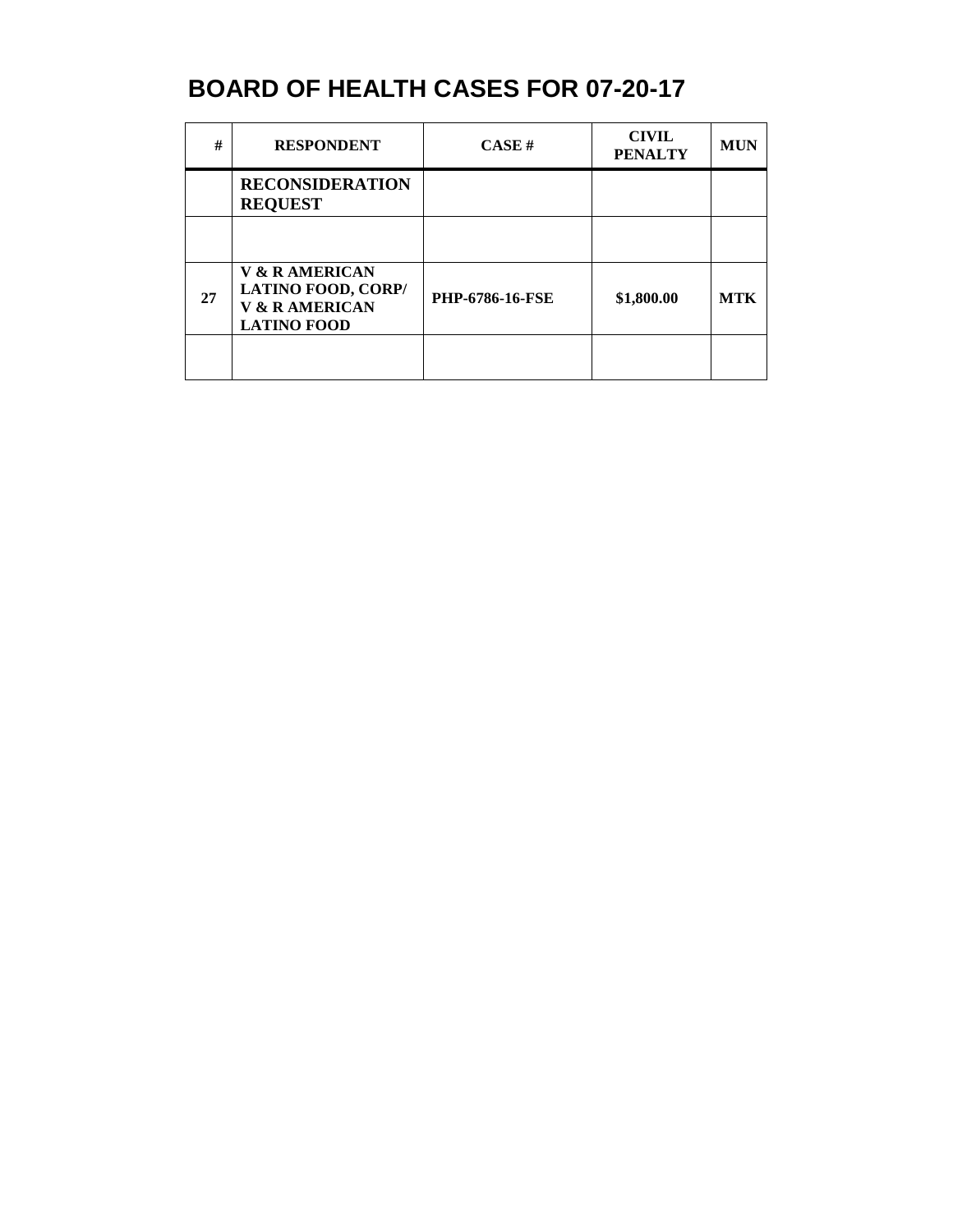# BOARD OF HEALTH CASES FOR 07-20-17

| # | RESPONDENT | CASE # | CIVIL PENALTY | MUN |
|---|---|---|---|---|
| | **RECONSIDERATION REQUEST** | | | |
| | | | | |
| 27 | V & R AMERICAN LATINO FOOD, CORP/ V & R AMERICAN LATINO FOOD | PHP-6786-16-FSE | $1,800.00 | MTK |
| | | | | |